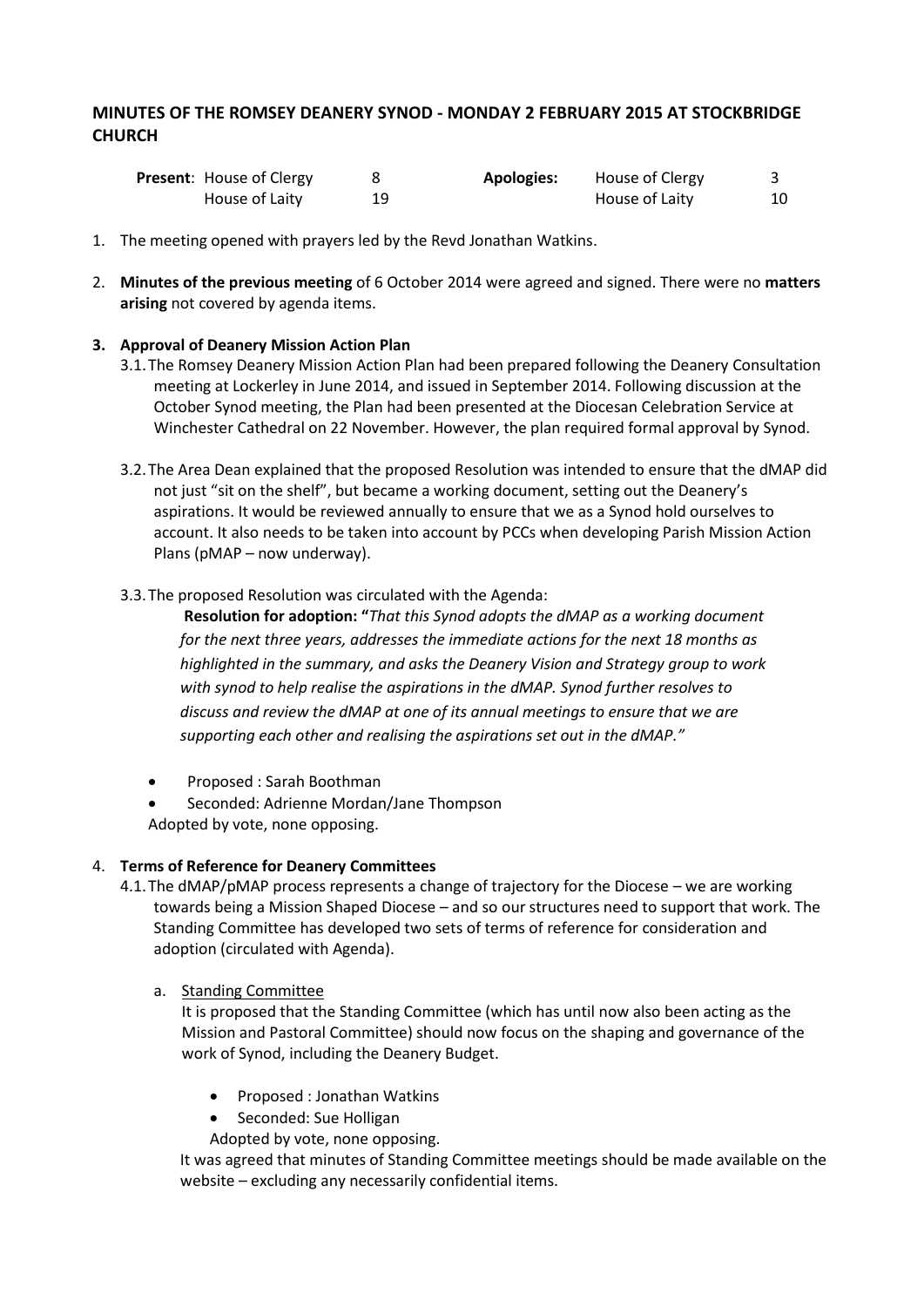## MINUTES OF THE ROMSEY DEANERY SYNOD - MONDAY 2 FEBRUARY 2015 AT STOCKBRIDGE CHURCH

| **Present**: | House of Clergy | 8 | **Apologies:** | House of Clergy | 3 |
|---|---|---|---|---|---|
| | House of Laity | 19 | | House of Laity | 10 |

1. The meeting opened with prayers led by the Revd Jonathan Watkins.

2. **Minutes of the previous meeting** of 6 October 2014 were agreed and signed. There were no **matters arising** not covered by agenda items.

### 3. Approval of Deanery Mission Action Plan

3.1. The Romsey Deanery Mission Action Plan had been prepared following the Deanery Consultation meeting at Lockerley in June 2014, and issued in September 2014. Following discussion at the October Synod meeting, the Plan had been presented at the Diocesan Celebration Service at Winchester Cathedral on 22 November. However, the plan required formal approval by Synod.

3.2. The Area Dean explained that the proposed Resolution was intended to ensure that the dMAP did not just "sit on the shelf", but became a working document, setting out the Deanery's aspirations. It would be reviewed annually to ensure that we as a Synod hold ourselves to account. It also needs to be taken into account by PCCs when developing Parish Mission Action Plans (pMAP – now underway).

3.3. The proposed Resolution was circulated with the Agenda:

**Resolution for adoption: "***That this Synod adopts the dMAP as a working document for the next three years, addresses the immediate actions for the next 18 months as highlighted in the summary, and asks the Deanery Vision and Strategy group to work with synod to help realise the aspirations in the dMAP. Synod further resolves to discuss and review the dMAP at one of its annual meetings to ensure that we are supporting each other and realising the aspirations set out in the dMAP."*

- Proposed : Sarah Boothman
- Seconded: Adrienne Mordan/Jane Thompson

Adopted by vote, none opposing.

### 4. Terms of Reference for Deanery Committees

4.1. The dMAP/pMAP process represents a change of trajectory for the Diocese – we are working towards being a Mission Shaped Diocese – and so our structures need to support that work. The Standing Committee has developed two sets of terms of reference for consideration and adoption (circulated with Agenda).

a. Standing Committee

It is proposed that the Standing Committee (which has until now also been acting as the Mission and Pastoral Committee) should now focus on the shaping and governance of the work of Synod, including the Deanery Budget.

- Proposed : Jonathan Watkins
- Seconded: Sue Holligan

Adopted by vote, none opposing.

It was agreed that minutes of Standing Committee meetings should be made available on the website – excluding any necessarily confidential items.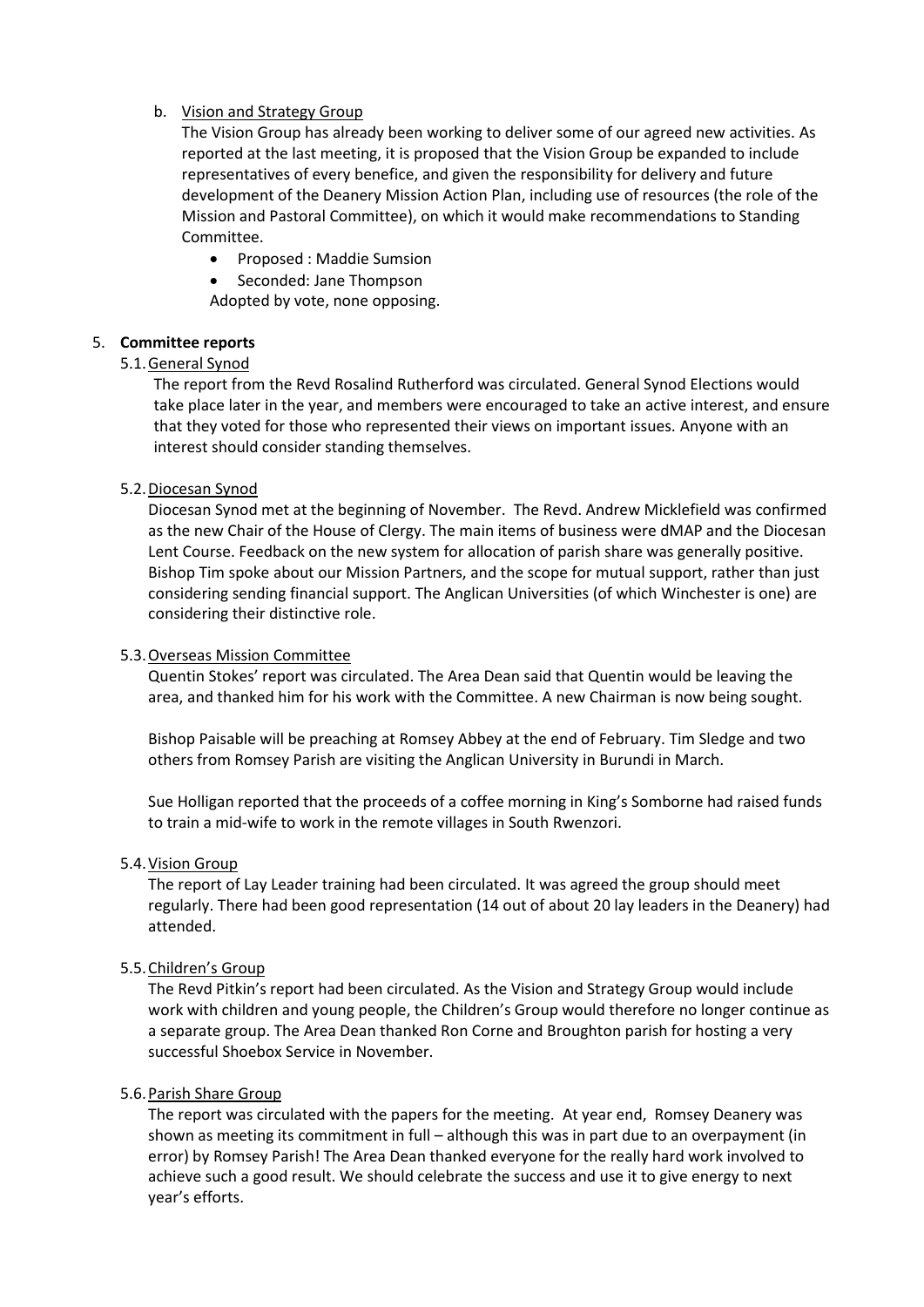b. <u>Vision and Strategy Group</u>

The Vision Group has already been working to deliver some of our agreed new activities. As reported at the last meeting, it is proposed that the Vision Group be expanded to include representatives of every benefice, and given the responsibility for delivery and future development of the Deanery Mission Action Plan, including use of resources (the role of the Mission and Pastoral Committee), on which it would make recommendations to Standing Committee.

- Proposed : Maddie Sumsion
- Seconded: Jane Thompson

Adopted by vote, none opposing.

5. **Committee reports**

5.1. <u>General Synod</u>

The report from the Revd Rosalind Rutherford was circulated. General Synod Elections would take place later in the year, and members were encouraged to take an active interest, and ensure that they voted for those who represented their views on important issues. Anyone with an interest should consider standing themselves.

5.2. <u>Diocesan Synod</u>

Diocesan Synod met at the beginning of November. The Revd. Andrew Micklefield was confirmed as the new Chair of the House of Clergy. The main items of business were dMAP and the Diocesan Lent Course. Feedback on the new system for allocation of parish share was generally positive. Bishop Tim spoke about our Mission Partners, and the scope for mutual support, rather than just considering sending financial support. The Anglican Universities (of which Winchester is one) are considering their distinctive role.

5.3. <u>Overseas Mission Committee</u>

Quentin Stokes' report was circulated. The Area Dean said that Quentin would be leaving the area, and thanked him for his work with the Committee. A new Chairman is now being sought.

Bishop Paisable will be preaching at Romsey Abbey at the end of February. Tim Sledge and two others from Romsey Parish are visiting the Anglican University in Burundi in March.

Sue Holligan reported that the proceeds of a coffee morning in King's Somborne had raised funds to train a mid-wife to work in the remote villages in South Rwenzori.

5.4. <u>Vision Group</u>

The report of Lay Leader training had been circulated. It was agreed the group should meet regularly. There had been good representation (14 out of about 20 lay leaders in the Deanery) had attended.

5.5. <u>Children's Group</u>

The Revd Pitkin's report had been circulated. As the Vision and Strategy Group would include work with children and young people, the Children's Group would therefore no longer continue as a separate group. The Area Dean thanked Ron Corne and Broughton parish for hosting a very successful Shoebox Service in November.

5.6. <u>Parish Share Group</u>

The report was circulated with the papers for the meeting. At year end, Romsey Deanery was shown as meeting its commitment in full – although this was in part due to an overpayment (in error) by Romsey Parish! The Area Dean thanked everyone for the really hard work involved to achieve such a good result. We should celebrate the success and use it to give energy to next year's efforts.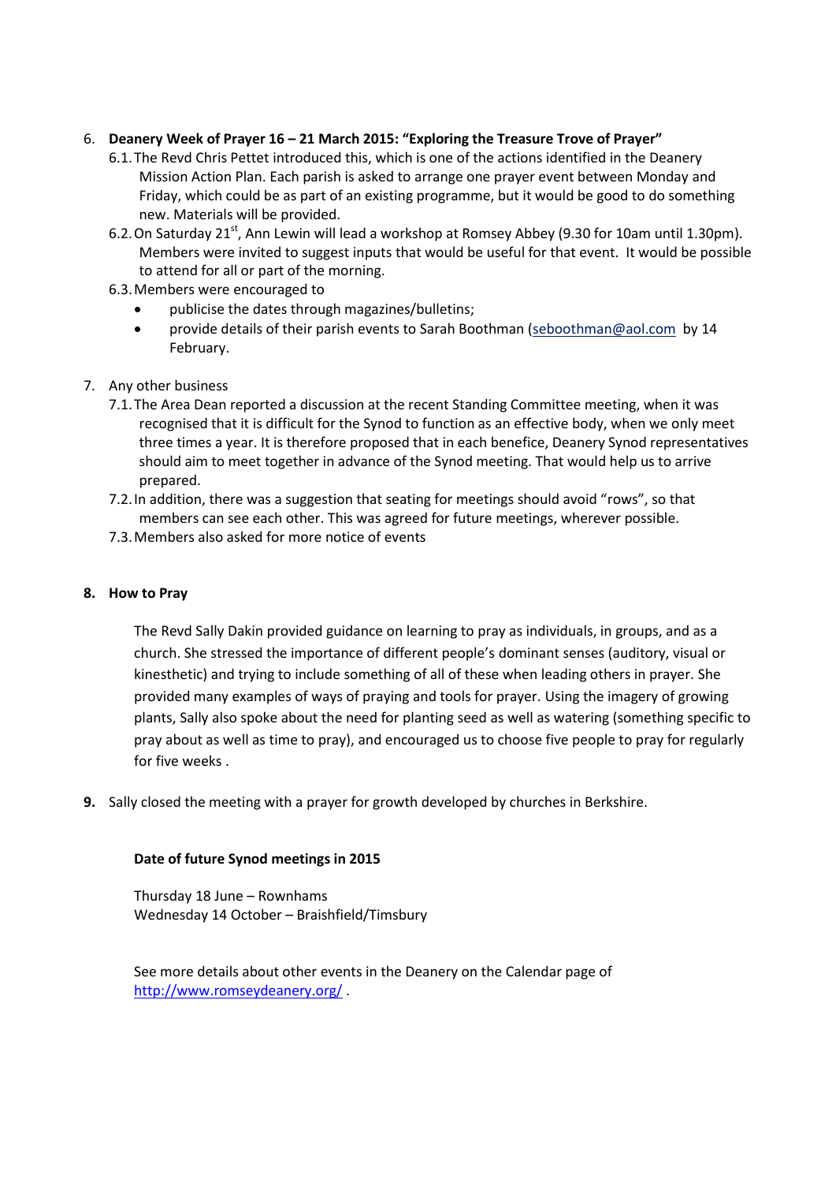6. **Deanery Week of Prayer 16 – 21 March 2015: "Exploring the Treasure Trove of Prayer"**
   - 6.1. The Revd Chris Pettet introduced this, which is one of the actions identified in the Deanery Mission Action Plan. Each parish is asked to arrange one prayer event between Monday and Friday, which could be as part of an existing programme, but it would be good to do something new. Materials will be provided.
   - 6.2. On Saturday 21st, Ann Lewin will lead a workshop at Romsey Abbey (9.30 for 10am until 1.30pm). Members were invited to suggest inputs that would be useful for that event. It would be possible to attend for all or part of the morning.
   - 6.3. Members were encouraged to
     - publicise the dates through magazines/bulletins;
     - provide details of their parish events to Sarah Boothman (seboothman@aol.com by 14 February.

7. Any other business
   - 7.1. The Area Dean reported a discussion at the recent Standing Committee meeting, when it was recognised that it is difficult for the Synod to function as an effective body, when we only meet three times a year. It is therefore proposed that in each benefice, Deanery Synod representatives should aim to meet together in advance of the Synod meeting. That would help us to arrive prepared.
   - 7.2. In addition, there was a suggestion that seating for meetings should avoid "rows", so that members can see each other. This was agreed for future meetings, wherever possible.
   - 7.3. Members also asked for more notice of events

**8. How to Pray**

The Revd Sally Dakin provided guidance on learning to pray as individuals, in groups, and as a church. She stressed the importance of different people's dominant senses (auditory, visual or kinesthetic) and trying to include something of all of these when leading others in prayer. She provided many examples of ways of praying and tools for prayer. Using the imagery of growing plants, Sally also spoke about the need for planting seed as well as watering (something specific to pray about as well as time to pray), and encouraged us to choose five people to pray for regularly for five weeks .

**9.** Sally closed the meeting with a prayer for growth developed by churches in Berkshire.

**Date of future Synod meetings in 2015**

Thursday 18 June – Rownhams
Wednesday 14 October – Braishfield/Timsbury

See more details about other events in the Deanery on the Calendar page of http://www.romseydeanery.org/ .